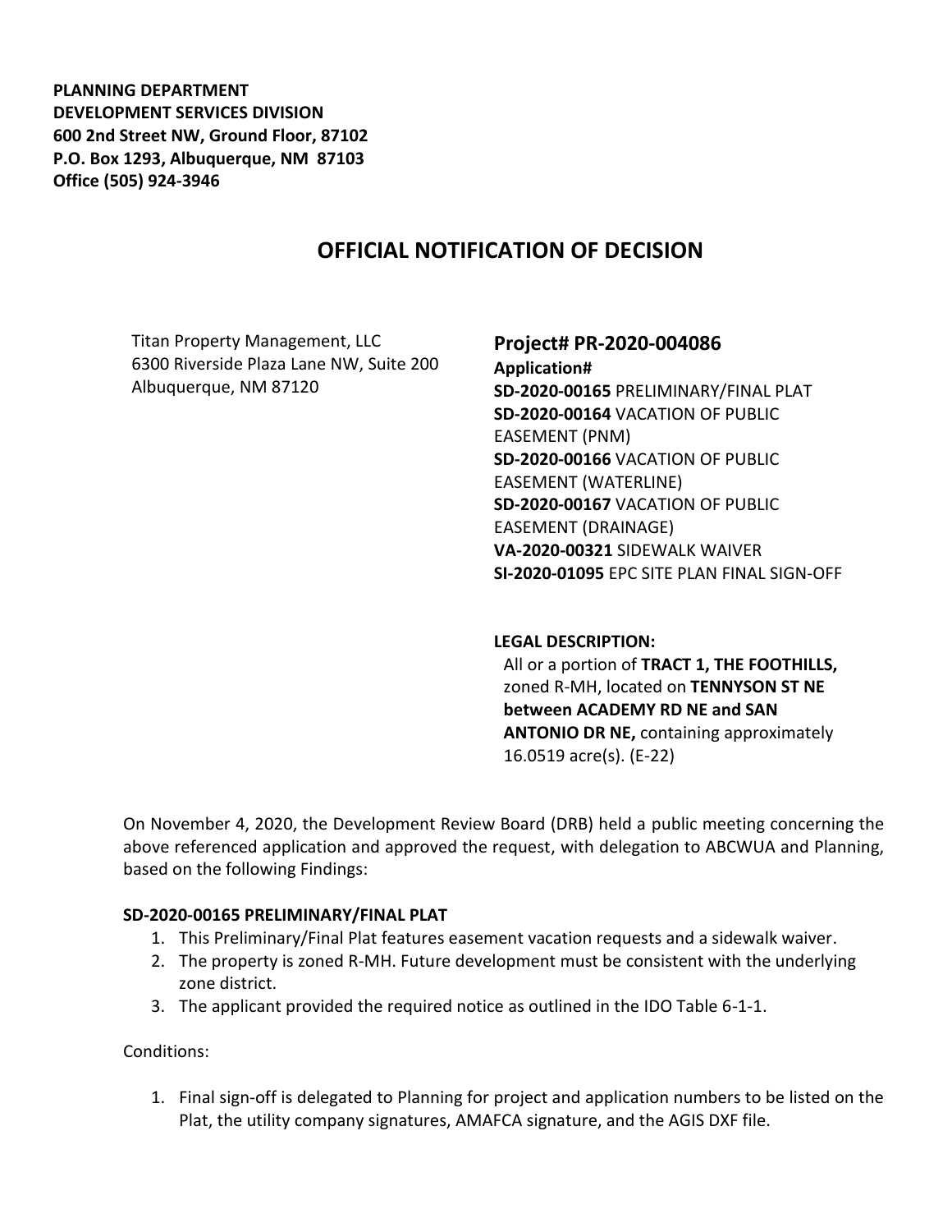**PLANNING DEPARTMENT**
**DEVELOPMENT SERVICES DIVISION**
**600 2nd Street NW, Ground Floor, 87102**
**P.O. Box 1293, Albuquerque, NM 87103**
**Office (505) 924-3946**

# OFFICIAL NOTIFICATION OF DECISION

Titan Property Management, LLC
6300 Riverside Plaza Lane NW, Suite 200
Albuquerque, NM 87120

## Project# PR-2020-004086

**Application#**
**SD-2020-00165** PRELIMINARY/FINAL PLAT
**SD-2020-00164** VACATION OF PUBLIC EASEMENT (PNM)
**SD-2020-00166** VACATION OF PUBLIC EASEMENT (WATERLINE)
**SD-2020-00167** VACATION OF PUBLIC EASEMENT (DRAINAGE)
**VA-2020-00321** SIDEWALK WAIVER
**SI-2020-01095** EPC SITE PLAN FINAL SIGN-OFF

**LEGAL DESCRIPTION:**
All or a portion of **TRACT 1, THE FOOTHILLS,** zoned R-MH, located on **TENNYSON ST NE between ACADEMY RD NE and SAN ANTONIO DR NE,** containing approximately 16.0519 acre(s). (E-22)

On November 4, 2020, the Development Review Board (DRB) held a public meeting concerning the above referenced application and approved the request, with delegation to ABCWUA and Planning, based on the following Findings:

**SD-2020-00165 PRELIMINARY/FINAL PLAT**

1. This Preliminary/Final Plat features easement vacation requests and a sidewalk waiver.
2. The property is zoned R-MH. Future development must be consistent with the underlying zone district.
3. The applicant provided the required notice as outlined in the IDO Table 6-1-1.

Conditions:

1. Final sign-off is delegated to Planning for project and application numbers to be listed on the Plat, the utility company signatures, AMAFCA signature, and the AGIS DXF file.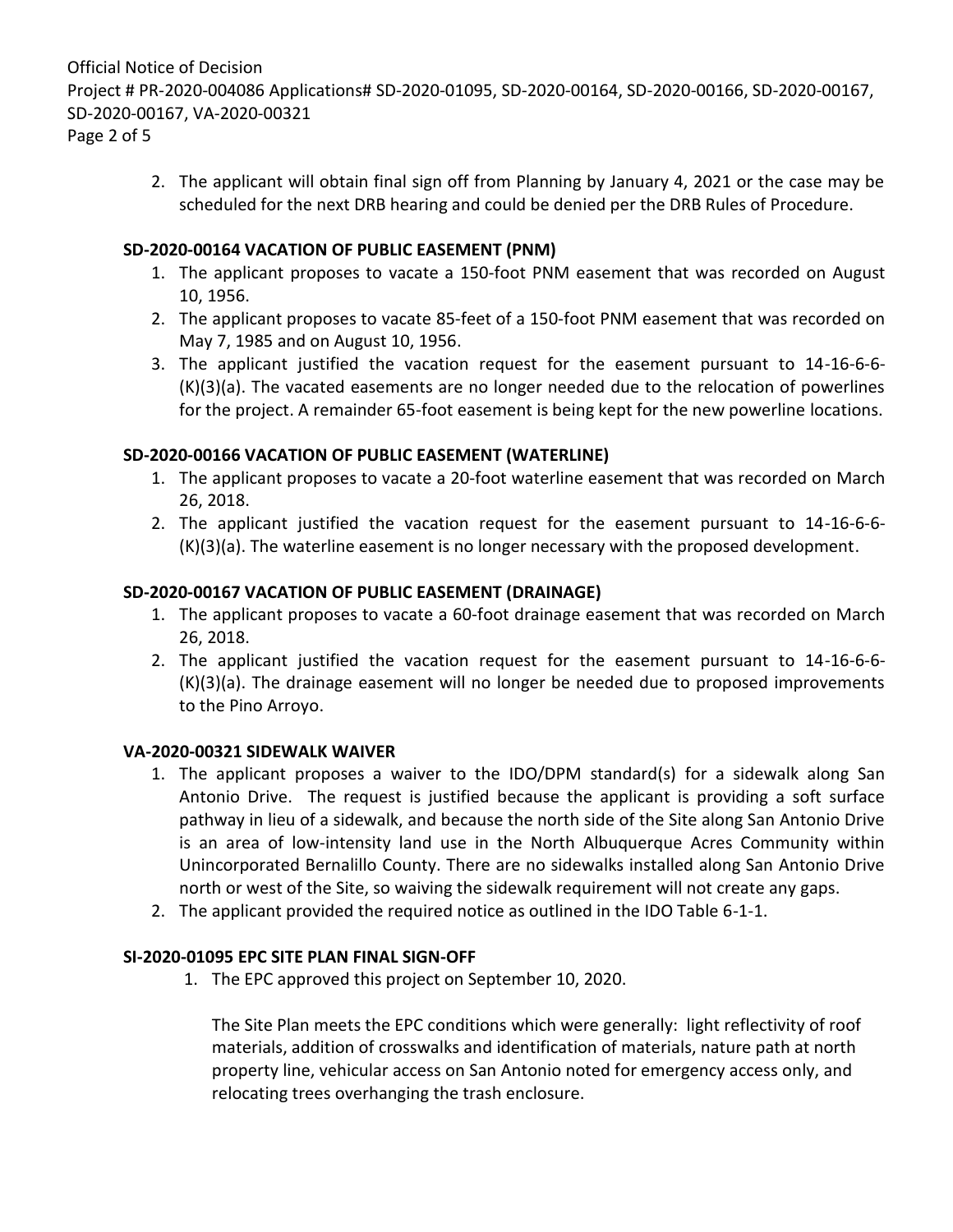2. The applicant will obtain final sign off from Planning by January 4, 2021 or the case may be scheduled for the next DRB hearing and could be denied per the DRB Rules of Procedure.

**SD-2020-00164 VACATION OF PUBLIC EASEMENT (PNM)**

1. The applicant proposes to vacate a 150-foot PNM easement that was recorded on August 10, 1956.
2. The applicant proposes to vacate 85-feet of a 150-foot PNM easement that was recorded on May 7, 1985 and on August 10, 1956.
3. The applicant justified the vacation request for the easement pursuant to 14-16-6-6-(K)(3)(a). The vacated easements are no longer needed due to the relocation of powerlines for the project. A remainder 65-foot easement is being kept for the new powerline locations.

**SD-2020-00166 VACATION OF PUBLIC EASEMENT (WATERLINE)**

1. The applicant proposes to vacate a 20-foot waterline easement that was recorded on March 26, 2018.
2. The applicant justified the vacation request for the easement pursuant to 14-16-6-6-(K)(3)(a). The waterline easement is no longer necessary with the proposed development.

**SD-2020-00167 VACATION OF PUBLIC EASEMENT (DRAINAGE)**

1. The applicant proposes to vacate a 60-foot drainage easement that was recorded on March 26, 2018.
2. The applicant justified the vacation request for the easement pursuant to 14-16-6-6-(K)(3)(a). The drainage easement will no longer be needed due to proposed improvements to the Pino Arroyo.

**VA-2020-00321 SIDEWALK WAIVER**

1. The applicant proposes a waiver to the IDO/DPM standard(s) for a sidewalk along San Antonio Drive. The request is justified because the applicant is providing a soft surface pathway in lieu of a sidewalk, and because the north side of the Site along San Antonio Drive is an area of low-intensity land use in the North Albuquerque Acres Community within Unincorporated Bernalillo County. There are no sidewalks installed along San Antonio Drive north or west of the Site, so waiving the sidewalk requirement will not create any gaps.
2. The applicant provided the required notice as outlined in the IDO Table 6-1-1.

**SI-2020-01095 EPC SITE PLAN FINAL SIGN-OFF**

1. The EPC approved this project on September 10, 2020.

   The Site Plan meets the EPC conditions which were generally: light reflectivity of roof materials, addition of crosswalks and identification of materials, nature path at north property line, vehicular access on San Antonio noted for emergency access only, and relocating trees overhanging the trash enclosure.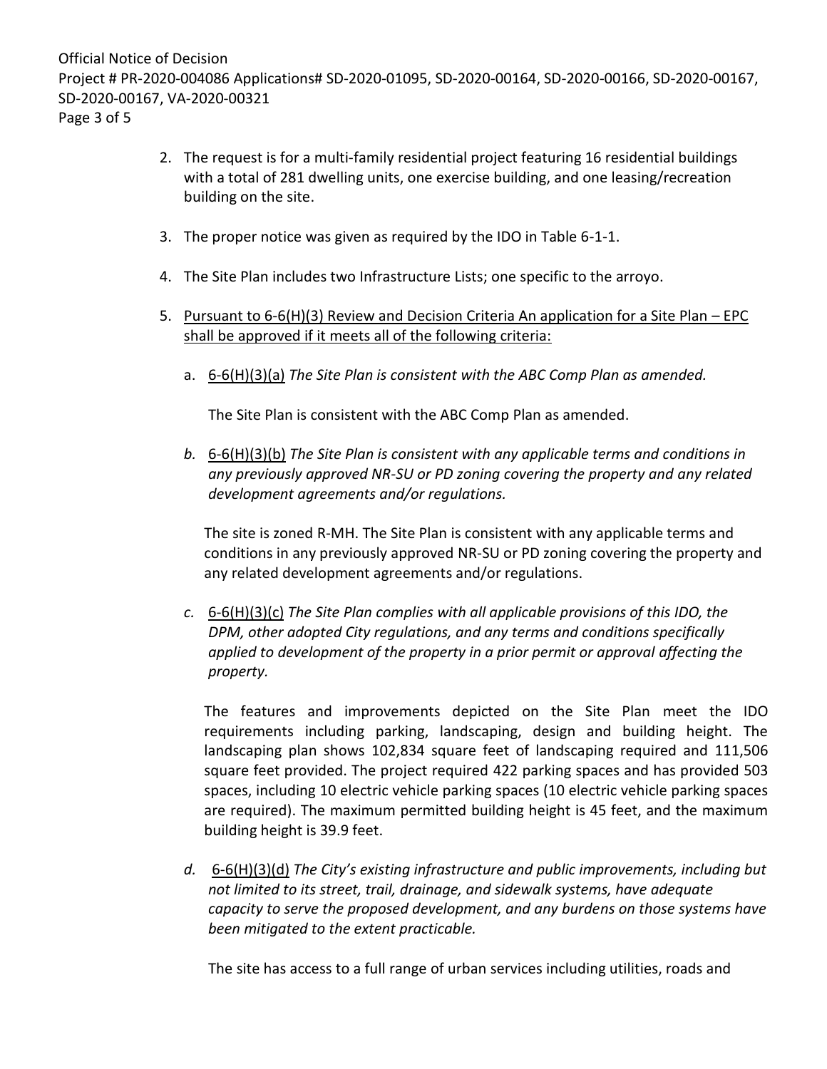2. The request is for a multi-family residential project featuring 16 residential buildings with a total of 281 dwelling units, one exercise building, and one leasing/recreation building on the site.

3. The proper notice was given as required by the IDO in Table 6-1-1.

4. The Site Plan includes two Infrastructure Lists; one specific to the arroyo.

5. <u>Pursuant to 6-6(H)(3) Review and Decision Criteria An application for a Site Plan – EPC shall be approved if it meets all of the following criteria:</u>

   a. <u>6-6(H)(3)(a)</u> *The Site Plan is consistent with the ABC Comp Plan as amended.*

      The Site Plan is consistent with the ABC Comp Plan as amended.

   *b.* <u>6-6(H)(3)(b)</u> *The Site Plan is consistent with any applicable terms and conditions in any previously approved NR-SU or PD zoning covering the property and any related development agreements and/or regulations.*

      The site is zoned R-MH. The Site Plan is consistent with any applicable terms and conditions in any previously approved NR-SU or PD zoning covering the property and any related development agreements and/or regulations.

   *c.* <u>6-6(H)(3)(c)</u> *The Site Plan complies with all applicable provisions of this IDO, the DPM, other adopted City regulations, and any terms and conditions specifically applied to development of the property in a prior permit or approval affecting the property.*

      The features and improvements depicted on the Site Plan meet the IDO requirements including parking, landscaping, design and building height. The landscaping plan shows 102,834 square feet of landscaping required and 111,506 square feet provided. The project required 422 parking spaces and has provided 503 spaces, including 10 electric vehicle parking spaces (10 electric vehicle parking spaces are required). The maximum permitted building height is 45 feet, and the maximum building height is 39.9 feet.

   *d.* <u>6-6(H)(3)(d)</u> *The City's existing infrastructure and public improvements, including but not limited to its street, trail, drainage, and sidewalk systems, have adequate capacity to serve the proposed development, and any burdens on those systems have been mitigated to the extent practicable.*

      The site has access to a full range of urban services including utilities, roads and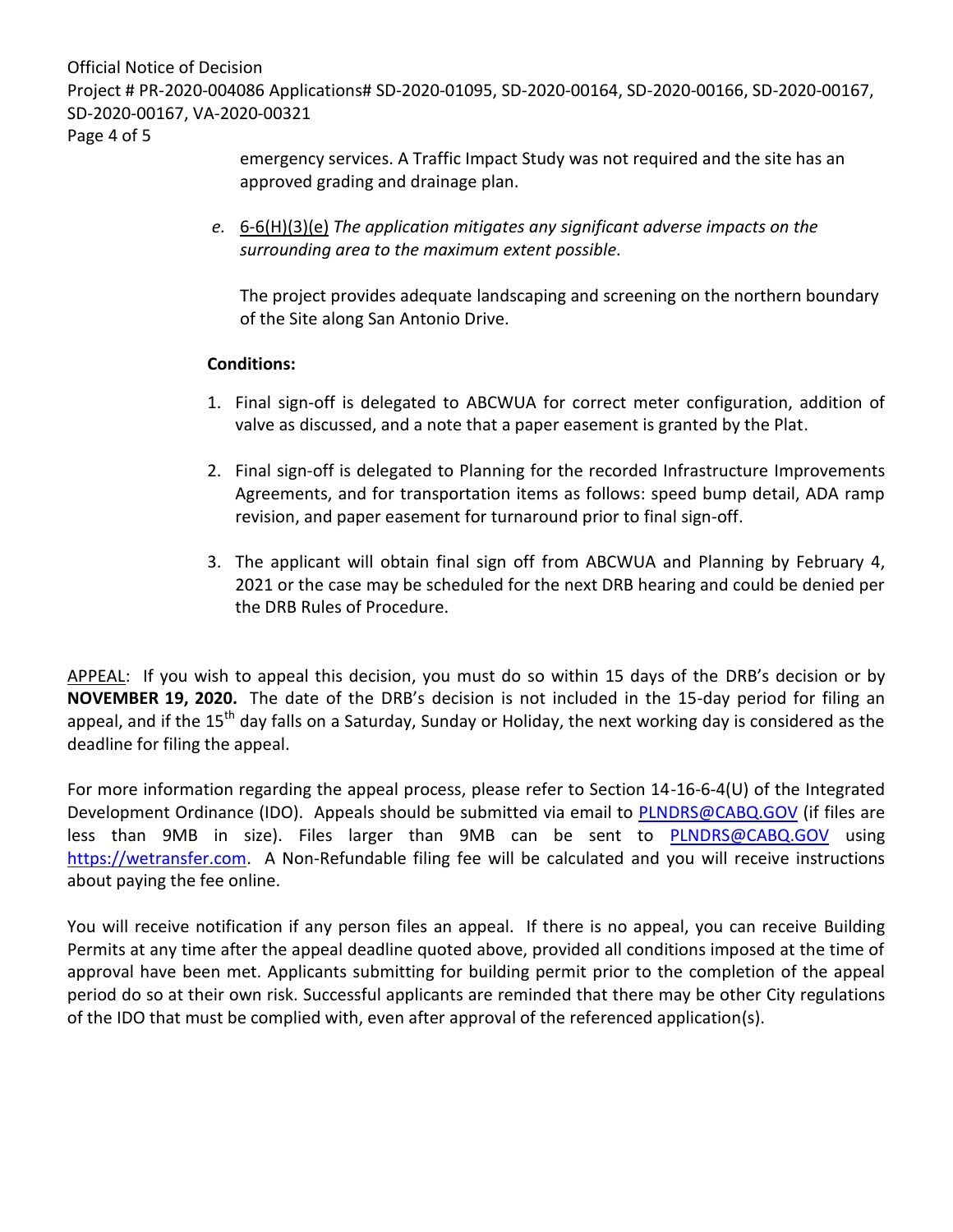emergency services. A Traffic Impact Study was not required and the site has an approved grading and drainage plan.

e. 6-6(H)(3)(e) *The application mitigates any significant adverse impacts on the surrounding area to the maximum extent possible.*

The project provides adequate landscaping and screening on the northern boundary of the Site along San Antonio Drive.

**Conditions:**

1. Final sign-off is delegated to ABCWUA for correct meter configuration, addition of valve as discussed, and a note that a paper easement is granted by the Plat.

2. Final sign-off is delegated to Planning for the recorded Infrastructure Improvements Agreements, and for transportation items as follows: speed bump detail, ADA ramp revision, and paper easement for turnaround prior to final sign-off.

3. The applicant will obtain final sign off from ABCWUA and Planning by February 4, 2021 or the case may be scheduled for the next DRB hearing and could be denied per the DRB Rules of Procedure.

APPEAL: If you wish to appeal this decision, you must do so within 15 days of the DRB's decision or by **NOVEMBER 19, 2020.** The date of the DRB's decision is not included in the 15-day period for filing an appeal, and if the 15th day falls on a Saturday, Sunday or Holiday, the next working day is considered as the deadline for filing the appeal.

For more information regarding the appeal process, please refer to Section 14-16-6-4(U) of the Integrated Development Ordinance (IDO). Appeals should be submitted via email to PLNDRS@CABQ.GOV (if files are less than 9MB in size). Files larger than 9MB can be sent to PLNDRS@CABQ.GOV using https://wetransfer.com. A Non-Refundable filing fee will be calculated and you will receive instructions about paying the fee online.

You will receive notification if any person files an appeal. If there is no appeal, you can receive Building Permits at any time after the appeal deadline quoted above, provided all conditions imposed at the time of approval have been met. Applicants submitting for building permit prior to the completion of the appeal period do so at their own risk. Successful applicants are reminded that there may be other City regulations of the IDO that must be complied with, even after approval of the referenced application(s).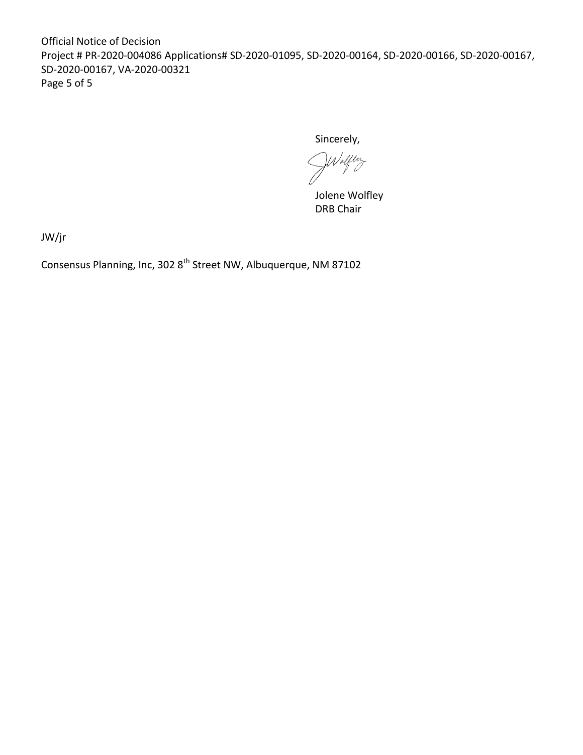Sincerely,

Jolene Wolfley
DRB Chair

JW/jr

Consensus Planning, Inc, 302 8th Street NW, Albuquerque, NM 87102